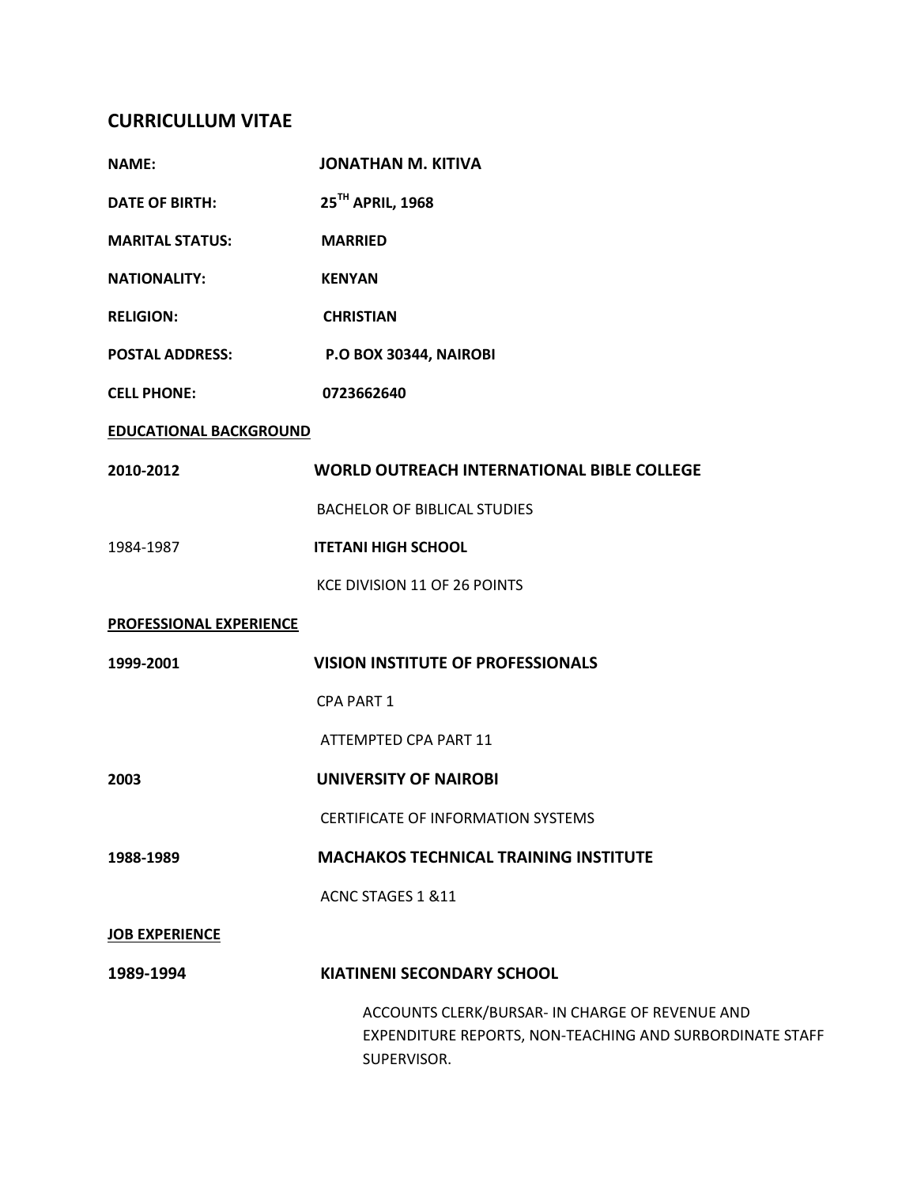# CURRICULLUM VITAE

**NAME:** **JONATHAN M. KITIVA**

**DATE OF BIRTH:** **25TH APRIL, 1968**

**MARITAL STATUS:** **MARRIED**

**NATIONALITY:** **KENYAN**

**RELIGION:** **CHRISTIAN**

**POSTAL ADDRESS:** **P.O BOX 30344, NAIROBI**

**CELL PHONE:** **0723662640**

## EDUCATIONAL BACKGROUND

**2010-2012** **WORLD OUTREACH INTERNATIONAL BIBLE COLLEGE**

BACHELOR OF BIBLICAL STUDIES

1984-1987 **ITETANI HIGH SCHOOL**

KCE DIVISION 11 OF 26 POINTS

## PROFESSIONAL EXPERIENCE

**1999-2001** **VISION INSTITUTE OF PROFESSIONALS**

CPA PART 1

ATTEMPTED CPA PART 11

**2003** **UNIVERSITY OF NAIROBI**

CERTIFICATE OF INFORMATION SYSTEMS

**1988-1989** **MACHAKOS TECHNICAL TRAINING INSTITUTE**

ACNC STAGES 1 &11

## JOB EXPERIENCE

**1989-1994** **KIATINENI SECONDARY SCHOOL**

ACCOUNTS CLERK/BURSAR- IN CHARGE OF REVENUE AND EXPENDITURE REPORTS, NON-TEACHING AND SURBORDINATE STAFF SUPERVISOR.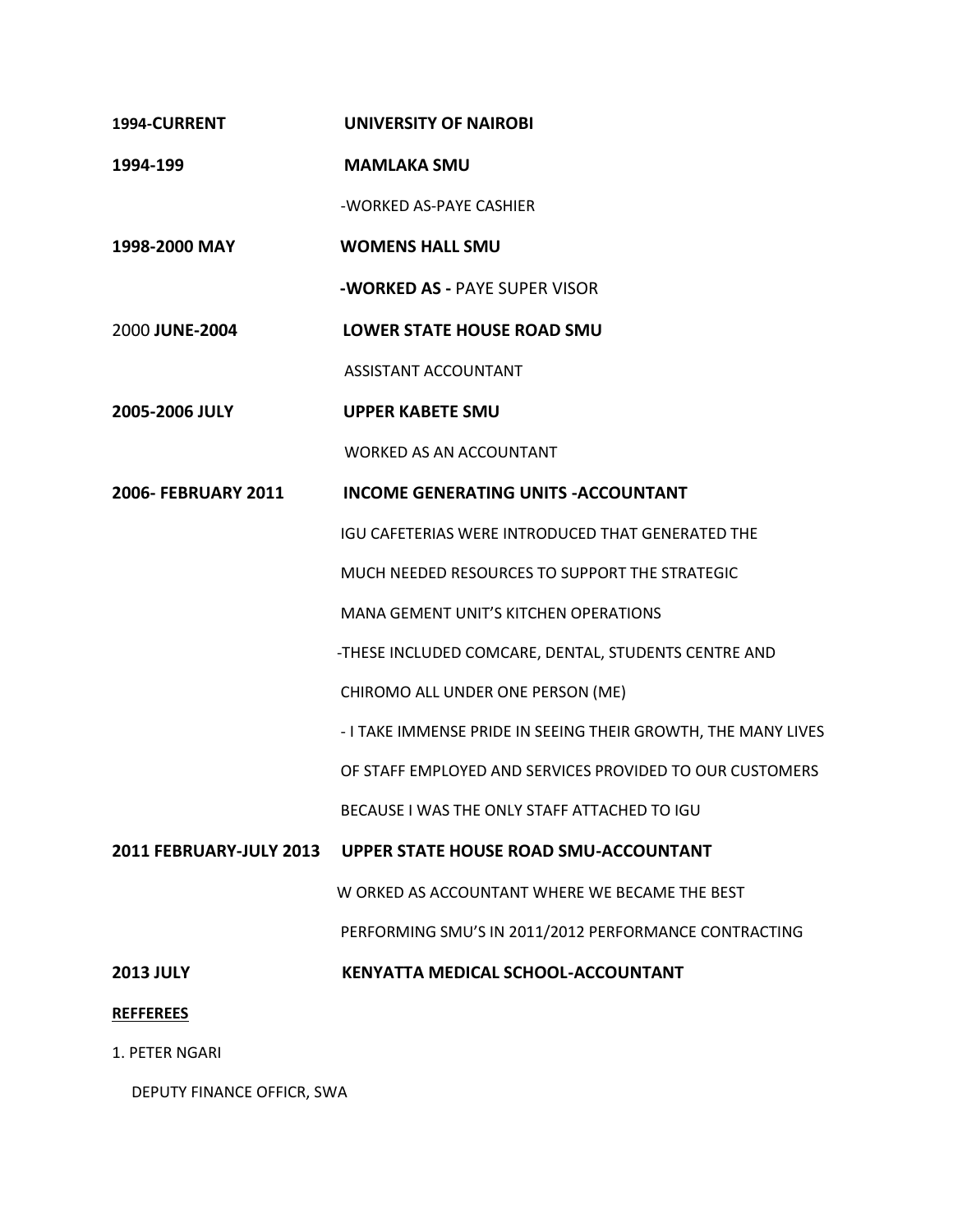**1994-CURRENT** **UNIVERSITY OF NAIROBI**

**1994-199** **MAMLAKA SMU**

-WORKED AS-PAYE CASHIER

**1998-2000 MAY** **WOMENS HALL SMU**

**-WORKED AS -** PAYE SUPER VISOR

2000 **JUNE-2004** **LOWER STATE HOUSE ROAD SMU**

ASSISTANT ACCOUNTANT

**2005-2006 JULY** **UPPER KABETE SMU**

WORKED AS AN ACCOUNTANT

**2006- FEBRUARY 2011** **INCOME GENERATING UNITS -ACCOUNTANT**

IGU CAFETERIAS WERE INTRODUCED THAT GENERATED THE MUCH NEEDED RESOURCES TO SUPPORT THE STRATEGIC MANA GEMENT UNIT'S KITCHEN OPERATIONS

-THESE INCLUDED COMCARE, DENTAL, STUDENTS CENTRE AND CHIROMO ALL UNDER ONE PERSON (ME)

- I TAKE IMMENSE PRIDE IN SEEING THEIR GROWTH, THE MANY LIVES OF STAFF EMPLOYED AND SERVICES PROVIDED TO OUR CUSTOMERS BECAUSE I WAS THE ONLY STAFF ATTACHED TO IGU

**2011 FEBRUARY-JULY 2013** **UPPER STATE HOUSE ROAD SMU-ACCOUNTANT**

W ORKED AS ACCOUNTANT WHERE WE BECAME THE BEST PERFORMING SMU'S IN 2011/2012 PERFORMANCE CONTRACTING

**2013 JULY** **KENYATTA MEDICAL SCHOOL-ACCOUNTANT**

**REFFEREES**

1. PETER NGARI

   DEPUTY FINANCE OFFICR, SWA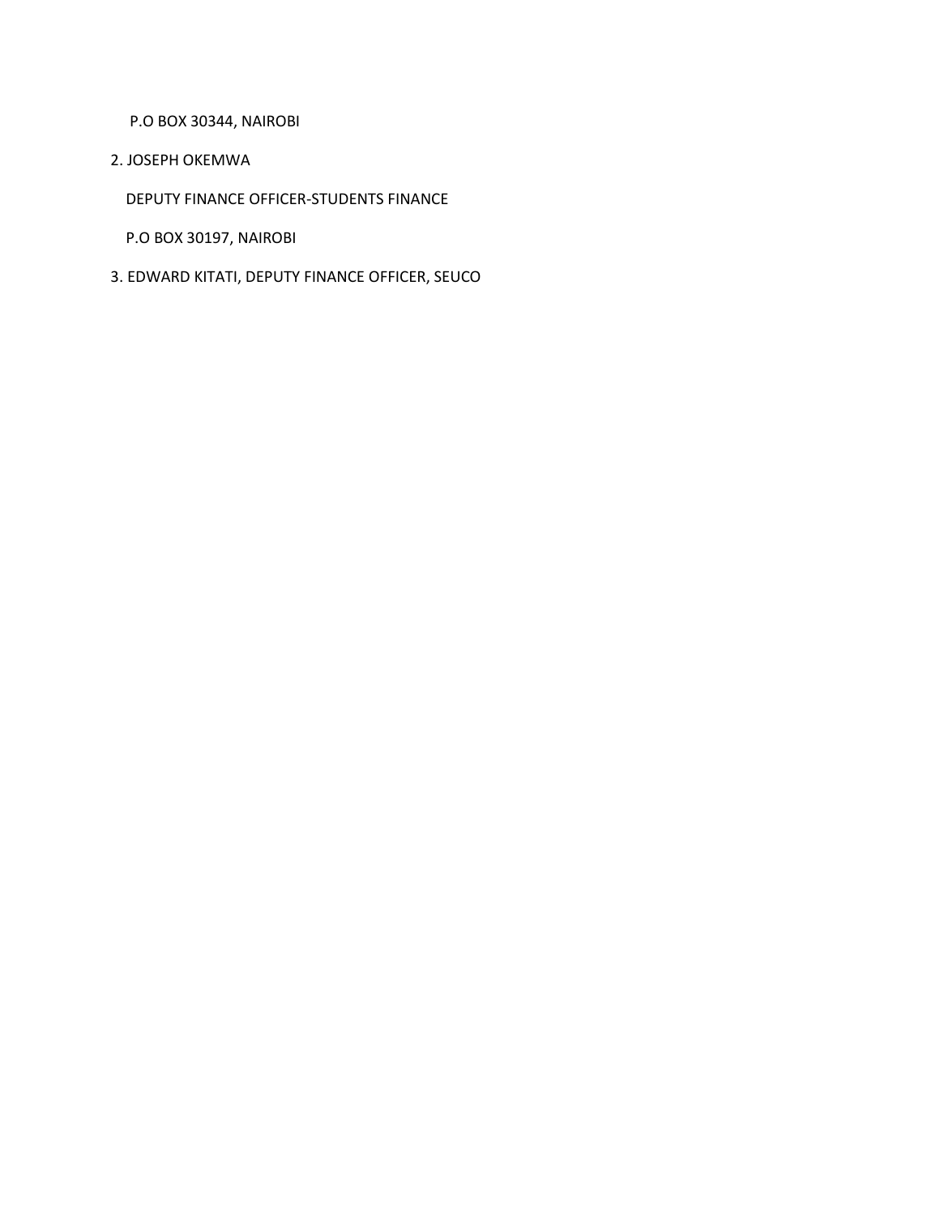P.O BOX 30344, NAIROBI

2. JOSEPH OKEMWA

   DEPUTY FINANCE OFFICER-STUDENTS FINANCE

   P.O BOX 30197, NAIROBI

3. EDWARD KITATI, DEPUTY FINANCE OFFICER, SEUCO